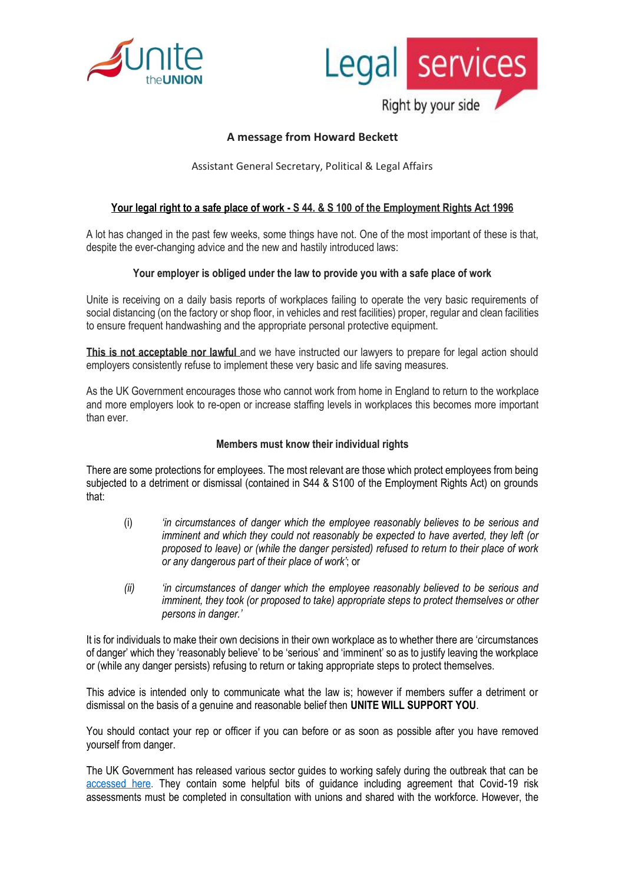# A message from Howard Beckett

Assistant General Secretary, Political & Legal Affairs

## Your legal right to a safe place of work - S 44. & S 100 of the Employment Rights Act 1996

A lot has changed in the past few weeks, some things have not. One of the most important of these is that, despite the ever-changing advice and the new and hastily introduced laws:

**Your employer is obliged under the law to provide you with a safe place of work**

Unite is receiving on a daily basis reports of workplaces failing to operate the very basic requirements of social distancing (on the factory or shop floor, in vehicles and rest facilities) proper, regular and clean facilities to ensure frequent handwashing and the appropriate personal protective equipment.

**This is not acceptable nor lawful** and we have instructed our lawyers to prepare for legal action should employers consistently refuse to implement these very basic and life saving measures.

As the UK Government encourages those who cannot work from home in England to return to the workplace and more employers look to re-open or increase staffing levels in workplaces this becomes more important than ever.

**Members must know their individual rights**

There are some protections for employees. The most relevant are those which protect employees from being subjected to a detriment or dismissal (contained in S44 & S100 of the Employment Rights Act) on grounds that:

(i) *'in circumstances of danger which the employee reasonably believes to be serious and imminent and which they could not reasonably be expected to have averted, they left (or proposed to leave) or (while the danger persisted) refused to return to their place of work or any dangerous part of their place of work'*; or

*(ii)* *'in circumstances of danger which the employee reasonably believed to be serious and imminent, they took (or proposed to take) appropriate steps to protect themselves or other persons in danger.'*

It is for individuals to make their own decisions in their own workplace as to whether there are 'circumstances of danger' which they 'reasonably believe' to be 'serious' and 'imminent' so as to justify leaving the workplace or (while any danger persists) refusing to return or taking appropriate steps to protect themselves.

This advice is intended only to communicate what the law is; however if members suffer a detriment or dismissal on the basis of a genuine and reasonable belief then **UNITE WILL SUPPORT YOU**.

You should contact your rep or officer if you can before or as soon as possible after you have removed yourself from danger.

The UK Government has released various sector guides to working safely during the outbreak that can be accessed here. They contain some helpful bits of guidance including agreement that Covid-19 risk assessments must be completed in consultation with unions and shared with the workforce. However, the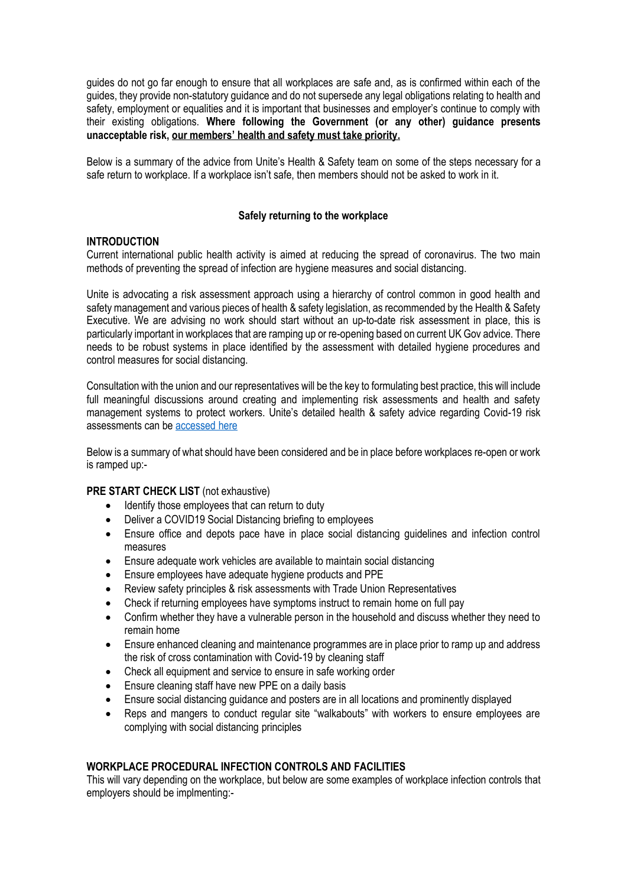guides do not go far enough to ensure that all workplaces are safe and, as is confirmed within each of the guides, they provide non-statutory guidance and do not supersede any legal obligations relating to health and safety, employment or equalities and it is important that businesses and employer's continue to comply with their existing obligations. **Where following the Government (or any other) guidance presents unacceptable risk, our members' health and safety must take priority.**

Below is a summary of the advice from Unite's Health & Safety team on some of the steps necessary for a safe return to workplace. If a workplace isn't safe, then members should not be asked to work in it.

### Safely returning to the workplace

**INTRODUCTION**

Current international public health activity is aimed at reducing the spread of coronavirus. The two main methods of preventing the spread of infection are hygiene measures and social distancing.

Unite is advocating a risk assessment approach using a hierarchy of control common in good health and safety management and various pieces of health & safety legislation, as recommended by the Health & Safety Executive. We are advising no work should start without an up-to-date risk assessment in place, this is particularly important in workplaces that are ramping up or re-opening based on current UK Gov advice. There needs to be robust systems in place identified by the assessment with detailed hygiene procedures and control measures for social distancing.

Consultation with the union and our representatives will be the key to formulating best practice, this will include full meaningful discussions around creating and implementing risk assessments and health and safety management systems to protect workers. Unite's detailed health & safety advice regarding Covid-19 risk assessments can be accessed here

Below is a summary of what should have been considered and be in place before workplaces re-open or work is ramped up:-

**PRE START CHECK LIST** (not exhaustive)

- Identify those employees that can return to duty
- Deliver a COVID19 Social Distancing briefing to employees
- Ensure office and depots pace have in place social distancing guidelines and infection control measures
- Ensure adequate work vehicles are available to maintain social distancing
- Ensure employees have adequate hygiene products and PPE
- Review safety principles & risk assessments with Trade Union Representatives
- Check if returning employees have symptoms instruct to remain home on full pay
- Confirm whether they have a vulnerable person in the household and discuss whether they need to remain home
- Ensure enhanced cleaning and maintenance programmes are in place prior to ramp up and address the risk of cross contamination with Covid-19 by cleaning staff
- Check all equipment and service to ensure in safe working order
- Ensure cleaning staff have new PPE on a daily basis
- Ensure social distancing guidance and posters are in all locations and prominently displayed
- Reps and mangers to conduct regular site "walkabouts" with workers to ensure employees are complying with social distancing principles

**WORKPLACE PROCEDURAL INFECTION CONTROLS AND FACILITIES**

This will vary depending on the workplace, but below are some examples of workplace infection controls that employers should be implmenting:-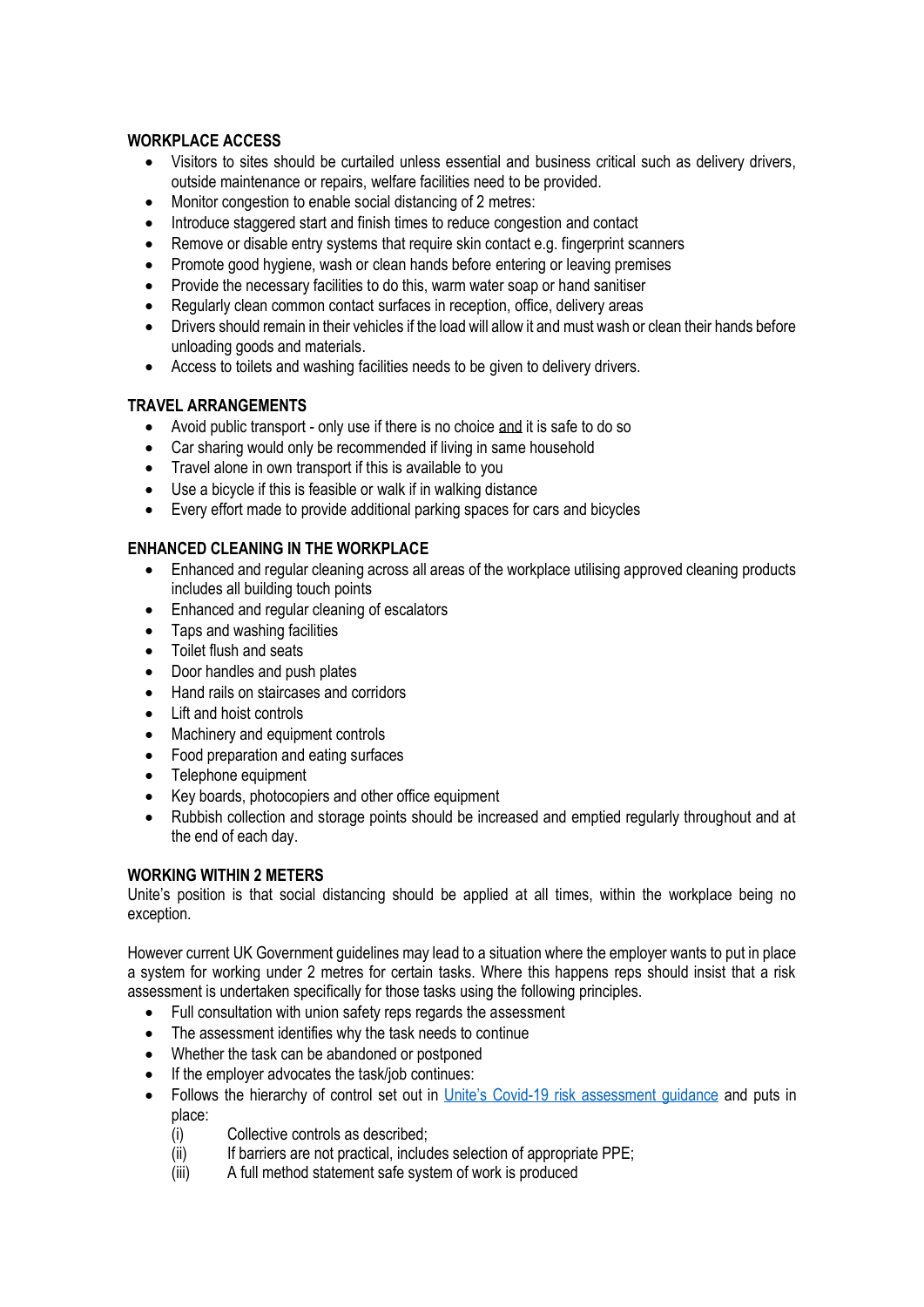**WORKPLACE ACCESS**

- Visitors to sites should be curtailed unless essential and business critical such as delivery drivers, outside maintenance or repairs, welfare facilities need to be provided.
- Monitor congestion to enable social distancing of 2 metres:
- Introduce staggered start and finish times to reduce congestion and contact
- Remove or disable entry systems that require skin contact e.g. fingerprint scanners
- Promote good hygiene, wash or clean hands before entering or leaving premises
- Provide the necessary facilities to do this, warm water soap or hand sanitiser
- Regularly clean common contact surfaces in reception, office, delivery areas
- Drivers should remain in their vehicles if the load will allow it and must wash or clean their hands before unloading goods and materials.
- Access to toilets and washing facilities needs to be given to delivery drivers.

**TRAVEL ARRANGEMENTS**

- Avoid public transport - only use if there is no choice <u>and</u> it is safe to do so
- Car sharing would only be recommended if living in same household
- Travel alone in own transport if this is available to you
- Use a bicycle if this is feasible or walk if in walking distance
- Every effort made to provide additional parking spaces for cars and bicycles

**ENHANCED CLEANING IN THE WORKPLACE**

- Enhanced and regular cleaning across all areas of the workplace utilising approved cleaning products includes all building touch points
- Enhanced and regular cleaning of escalators
- Taps and washing facilities
- Toilet flush and seats
- Door handles and push plates
- Hand rails on staircases and corridors
- Lift and hoist controls
- Machinery and equipment controls
- Food preparation and eating surfaces
- Telephone equipment
- Key boards, photocopiers and other office equipment
- Rubbish collection and storage points should be increased and emptied regularly throughout and at the end of each day.

**WORKING WITHIN 2 METERS**

Unite's position is that social distancing should be applied at all times, within the workplace being no exception.

However current UK Government guidelines may lead to a situation where the employer wants to put in place a system for working under 2 metres for certain tasks. Where this happens reps should insist that a risk assessment is undertaken specifically for those tasks using the following principles.

- Full consultation with union safety reps regards the assessment
- The assessment identifies why the task needs to continue
- Whether the task can be abandoned or postponed
- If the employer advocates the task/job continues:
- Follows the hierarchy of control set out in [Unite's Covid-19 risk assessment guidance]() and puts in place:
  - (i) Collective controls as described;
  - (ii) If barriers are not practical, includes selection of appropriate PPE;
  - (iii) A full method statement safe system of work is produced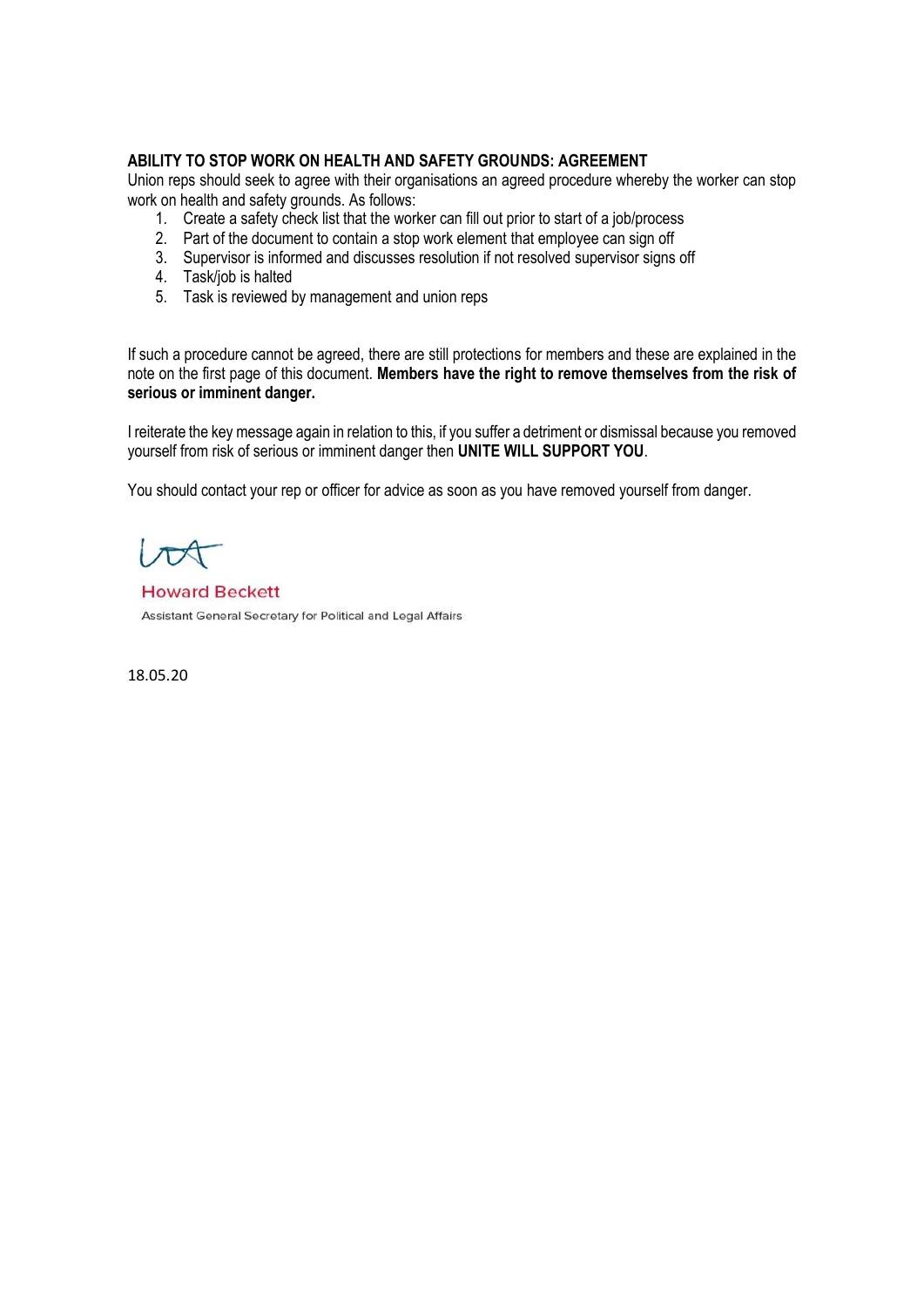**ABILITY TO STOP WORK ON HEALTH AND SAFETY GROUNDS: AGREEMENT**

Union reps should seek to agree with their organisations an agreed procedure whereby the worker can stop work on health and safety grounds. As follows:

1. Create a safety check list that the worker can fill out prior to start of a job/process
2. Part of the document to contain a stop work element that employee can sign off
3. Supervisor is informed and discusses resolution if not resolved supervisor signs off
4. Task/job is halted
5. Task is reviewed by management and union reps

If such a procedure cannot be agreed, there are still protections for members and these are explained in the note on the first page of this document. **Members have the right to remove themselves from the risk of serious or imminent danger.**

I reiterate the key message again in relation to this, if you suffer a detriment or dismissal because you removed yourself from risk of serious or imminent danger then **UNITE WILL SUPPORT YOU**.

You should contact your rep or officer for advice as soon as you have removed yourself from danger.

Howard Beckett

Assistant General Secretary for Political and Legal Affairs

18.05.20